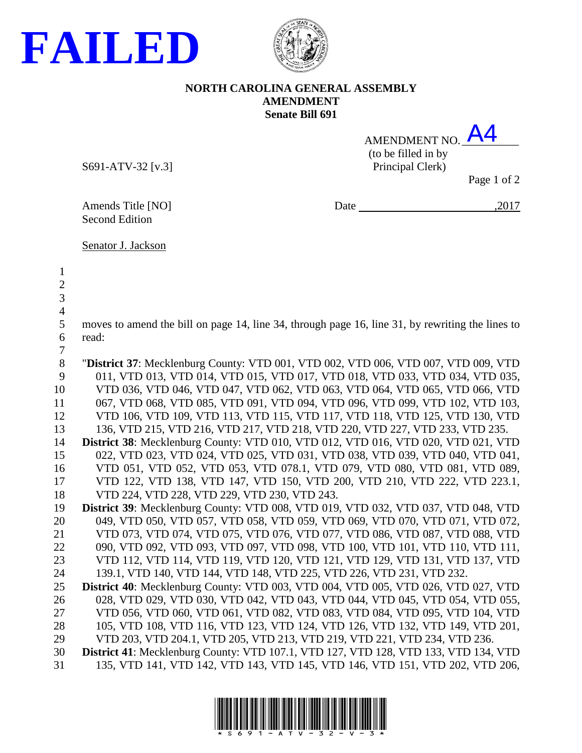**FAILED**

**NORTH CAROLINA GENERAL ASSEMBLY**
**AMENDMENT**
**Senate Bill 691**

AMENDMENT NO. A4
(to be filled in by Principal Clerk)

S691-ATV-32 [v.3]

Amends Title [NO]
Second Edition

Date ______________________,2017

Senator J. Jackson

moves to amend the bill on page 14, line 34, through page 16, line 31, by rewriting the lines to read:

"**District 37**: Mecklenburg County: VTD 001, VTD 002, VTD 006, VTD 007, VTD 009, VTD 011, VTD 013, VTD 014, VTD 015, VTD 017, VTD 018, VTD 033, VTD 034, VTD 035, VTD 036, VTD 046, VTD 047, VTD 062, VTD 063, VTD 064, VTD 065, VTD 066, VTD 067, VTD 068, VTD 085, VTD 091, VTD 094, VTD 096, VTD 099, VTD 102, VTD 103, VTD 106, VTD 109, VTD 113, VTD 115, VTD 117, VTD 118, VTD 125, VTD 130, VTD 136, VTD 215, VTD 216, VTD 217, VTD 218, VTD 220, VTD 227, VTD 233, VTD 235.

**District 38**: Mecklenburg County: VTD 010, VTD 012, VTD 016, VTD 020, VTD 021, VTD 022, VTD 023, VTD 024, VTD 025, VTD 031, VTD 038, VTD 039, VTD 040, VTD 041, VTD 051, VTD 052, VTD 053, VTD 078.1, VTD 079, VTD 080, VTD 081, VTD 089, VTD 122, VTD 138, VTD 147, VTD 150, VTD 200, VTD 210, VTD 222, VTD 223.1, VTD 224, VTD 228, VTD 229, VTD 230, VTD 243.

**District 39**: Mecklenburg County: VTD 008, VTD 019, VTD 032, VTD 037, VTD 048, VTD 049, VTD 050, VTD 057, VTD 058, VTD 059, VTD 069, VTD 070, VTD 071, VTD 072, VTD 073, VTD 074, VTD 075, VTD 076, VTD 077, VTD 086, VTD 087, VTD 088, VTD 090, VTD 092, VTD 093, VTD 097, VTD 098, VTD 100, VTD 101, VTD 110, VTD 111, VTD 112, VTD 114, VTD 119, VTD 120, VTD 121, VTD 129, VTD 131, VTD 137, VTD 139.1, VTD 140, VTD 144, VTD 148, VTD 225, VTD 226, VTD 231, VTD 232.

**District 40**: Mecklenburg County: VTD 003, VTD 004, VTD 005, VTD 026, VTD 027, VTD 028, VTD 029, VTD 030, VTD 042, VTD 043, VTD 044, VTD 045, VTD 054, VTD 055, VTD 056, VTD 060, VTD 061, VTD 082, VTD 083, VTD 084, VTD 095, VTD 104, VTD 105, VTD 108, VTD 116, VTD 123, VTD 124, VTD 126, VTD 132, VTD 149, VTD 201, VTD 203, VTD 204.1, VTD 205, VTD 213, VTD 219, VTD 221, VTD 234, VTD 236.

**District 41**: Mecklenburg County: VTD 107.1, VTD 127, VTD 128, VTD 133, VTD 134, VTD 135, VTD 141, VTD 142, VTD 143, VTD 145, VTD 146, VTD 151, VTD 202, VTD 206,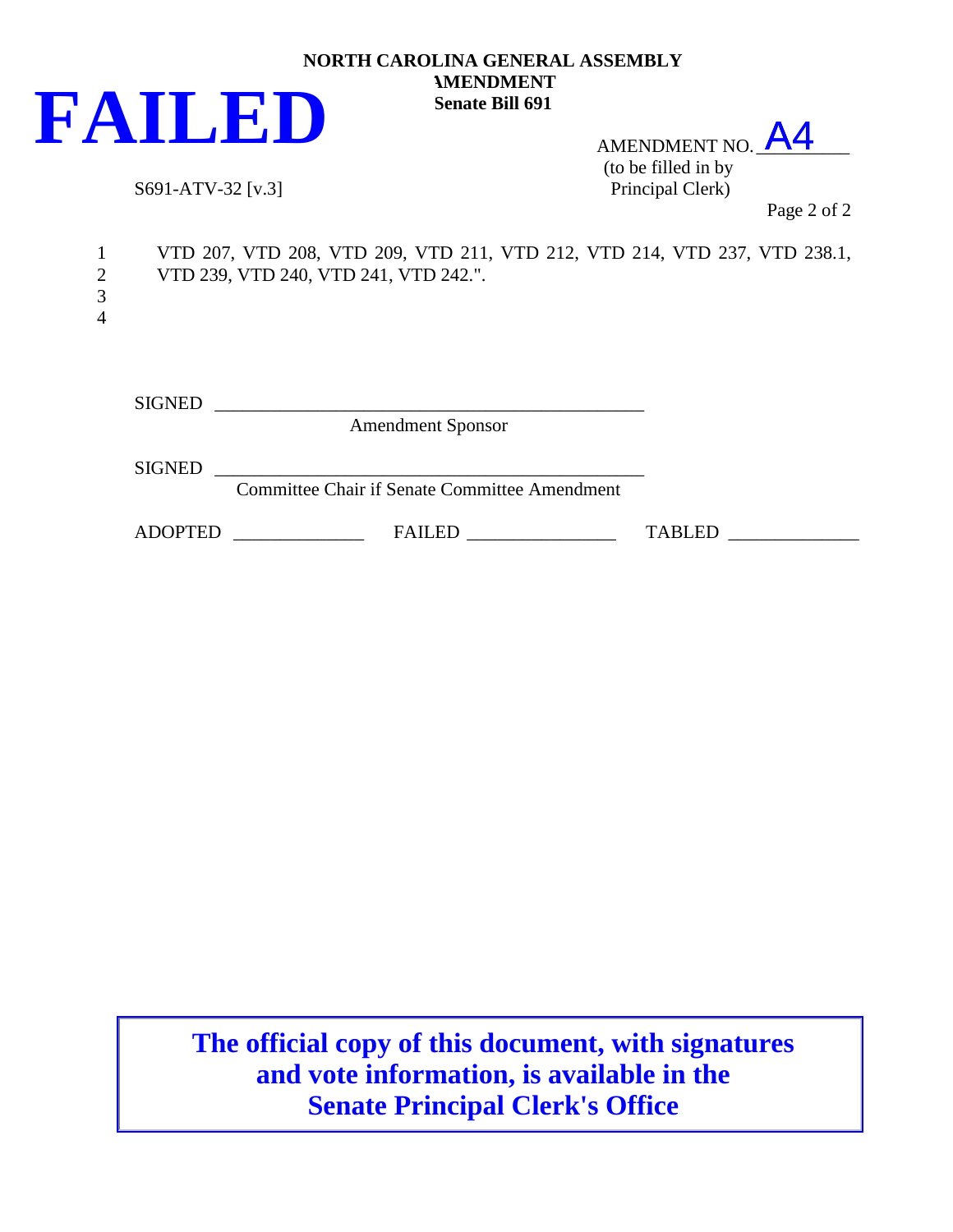**FAILED**

**NORTH CAROLINA GENERAL ASSEMBLY**
**AMENDMENT**
**Senate Bill 691**

AMENDMENT NO. A4
(to be filled in by Principal Clerk)

S691-ATV-32 [v.3]

1 VTD 207, VTD 208, VTD 209, VTD 211, VTD 212, VTD 214, VTD 237, VTD 238.1,
2 VTD 239, VTD 240, VTD 241, VTD 242.".
3
4

SIGNED ______________________________________________
Amendment Sponsor

SIGNED ______________________________________________
Committee Chair if Senate Committee Amendment

ADOPTED ______________ FAILED ________________ TABLED ______________

**The official copy of this document, with signatures and vote information, is available in the Senate Principal Clerk's Office**